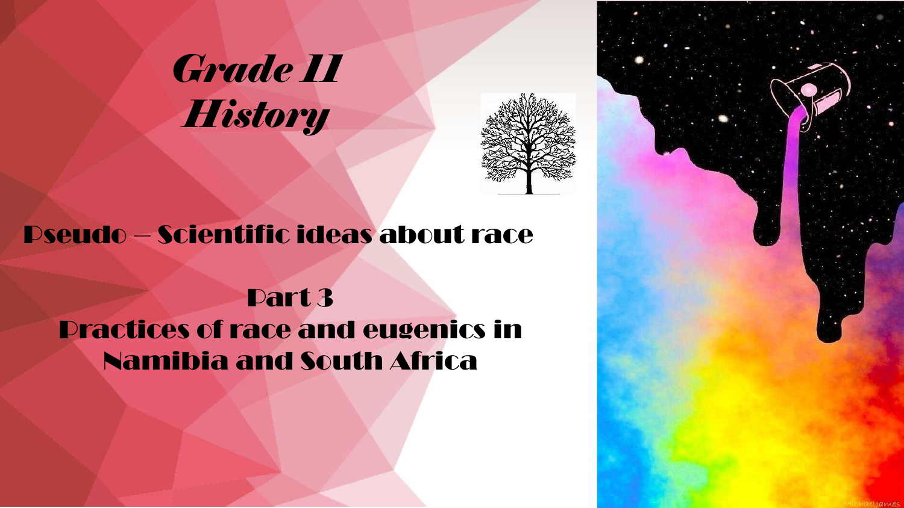# *Grade 11 History*

## Pseudo – Scientific ideas about race

## Part 3
## Practices of race and eugenics in Namibia and South Africa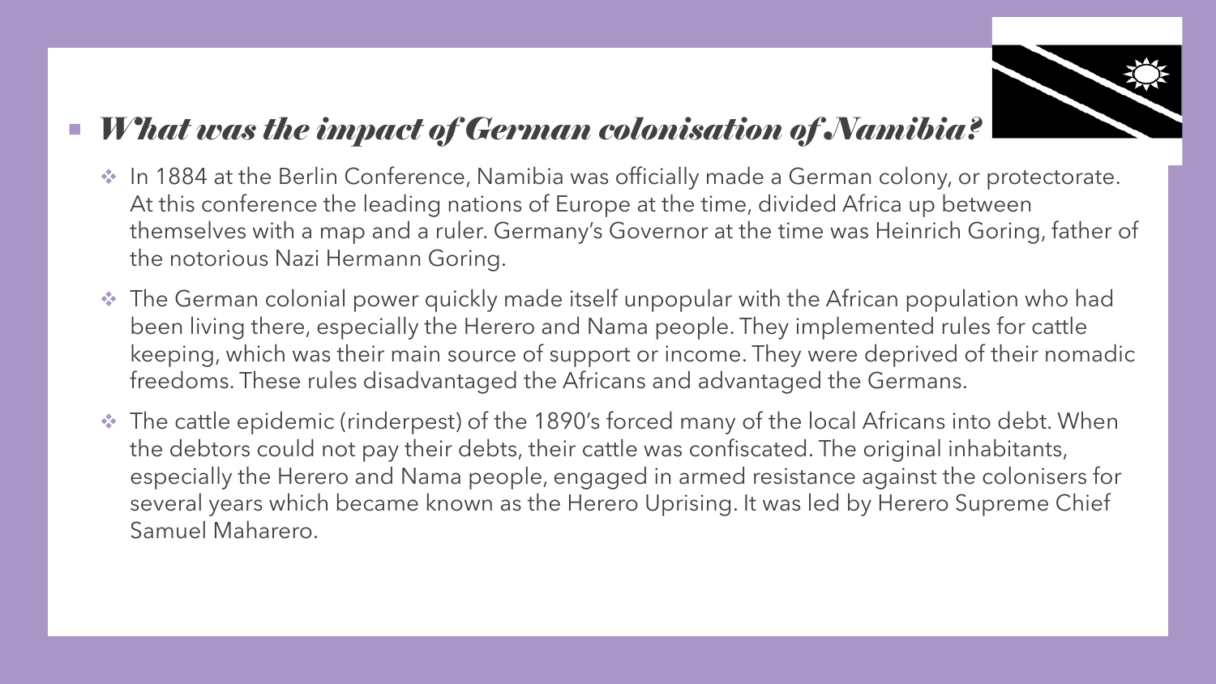## *What was the impact of German colonisation of Namibia?*

- In 1884 at the Berlin Conference, Namibia was officially made a German colony, or protectorate. At this conference the leading nations of Europe at the time, divided Africa up between themselves with a map and a ruler. Germany's Governor at the time was Heinrich Goring, father of the notorious Nazi Hermann Goring.
- The German colonial power quickly made itself unpopular with the African population who had been living there, especially the Herero and Nama people. They implemented rules for cattle keeping, which was their main source of support or income. They were deprived of their nomadic freedoms. These rules disadvantaged the Africans and advantaged the Germans.
- The cattle epidemic (rinderpest) of the 1890's forced many of the local Africans into debt. When the debtors could not pay their debts, their cattle was confiscated. The original inhabitants, especially the Herero and Nama people, engaged in armed resistance against the colonisers for several years which became known as the Herero Uprising. It was led by Herero Supreme Chief Samuel Maharero.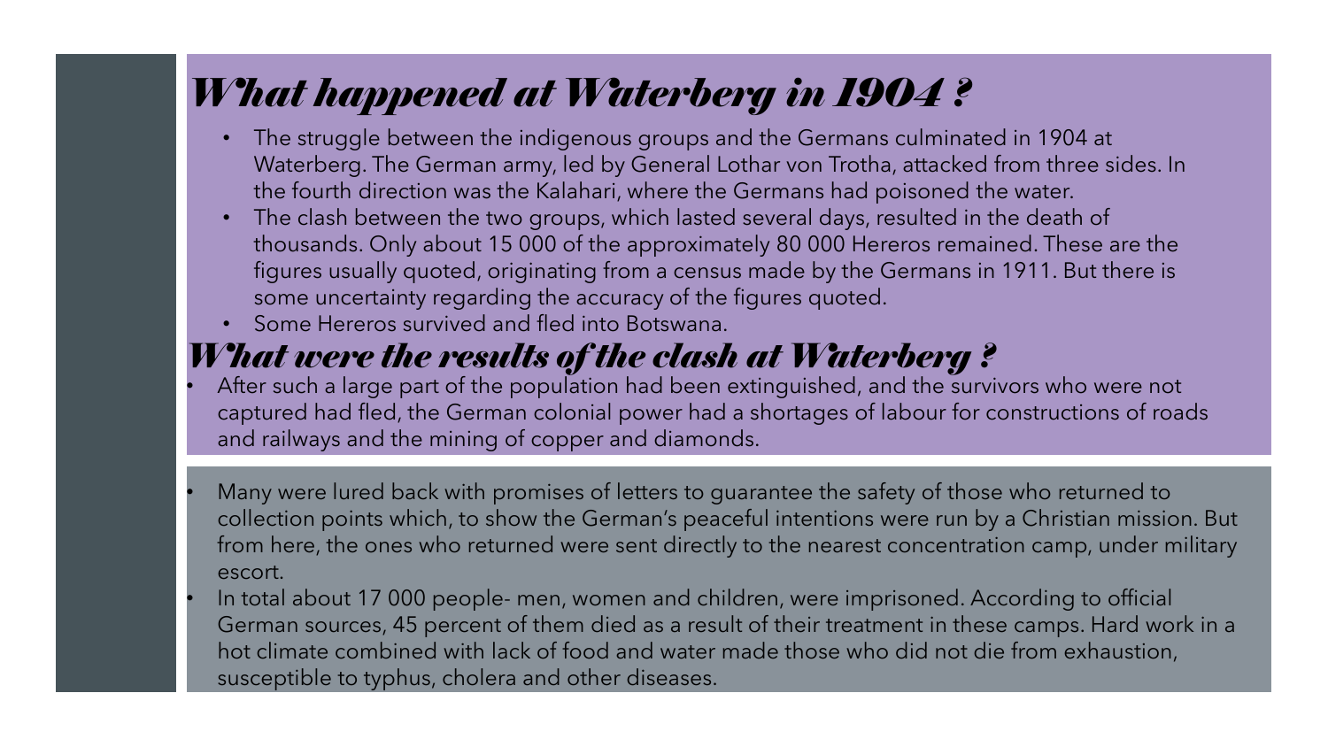# *What happened at Waterberg in 1904 ?*

- The struggle between the indigenous groups and the Germans culminated in 1904 at Waterberg. The German army, led by General Lothar von Trotha, attacked from three sides. In the fourth direction was the Kalahari, where the Germans had poisoned the water.
- The clash between the two groups, which lasted several days, resulted in the death of thousands. Only about 15 000 of the approximately 80 000 Hereros remained. These are the figures usually quoted, originating from a census made by the Germans in 1911. But there is some uncertainty regarding the accuracy of the figures quoted.
- Some Hereros survived and fled into Botswana.

# *What were the results of the clash at Waterberg ?*

- After such a large part of the population had been extinguished, and the survivors who were not captured had fled, the German colonial power had a shortages of labour for constructions of roads and railways and the mining of copper and diamonds.

- Many were lured back with promises of letters to guarantee the safety of those who returned to collection points which, to show the German's peaceful intentions were run by a Christian mission. But from here, the ones who returned were sent directly to the nearest concentration camp, under military escort.
- In total about 17 000 people- men, women and children, were imprisoned. According to official German sources, 45 percent of them died as a result of their treatment in these camps. Hard work in a hot climate combined with lack of food and water made those who did not die from exhaustion, susceptible to typhus, cholera and other diseases.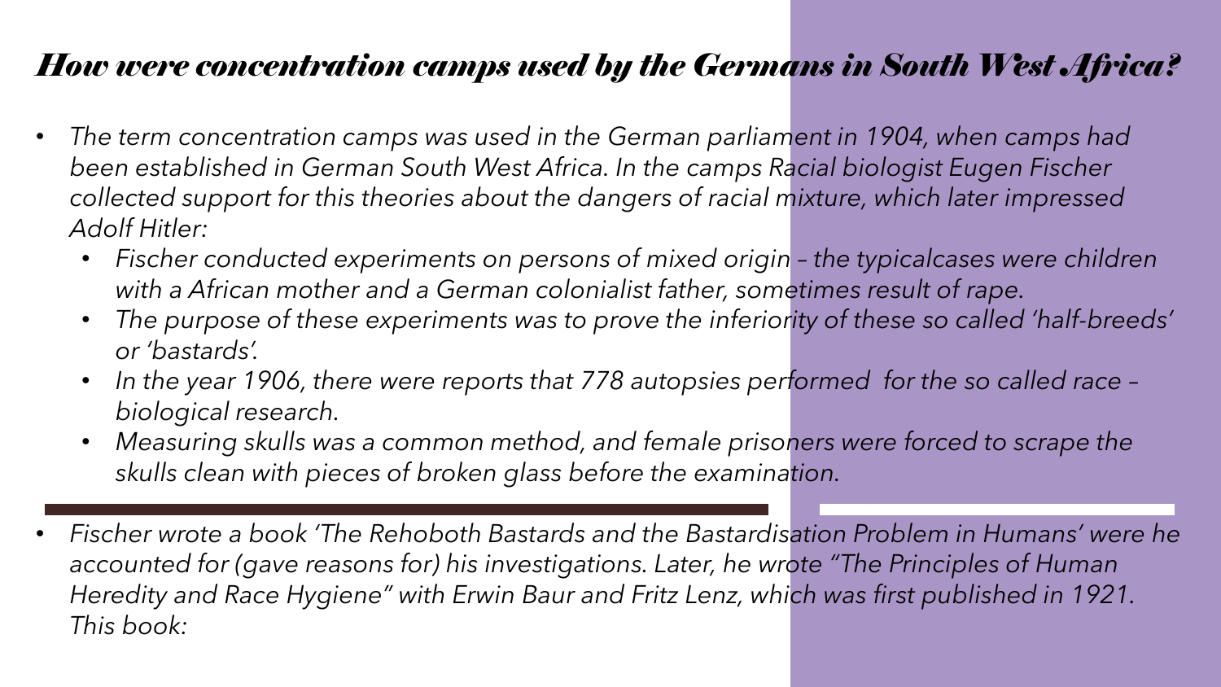## *How were concentration camps used by the Germans in South West Africa?*

- *The term concentration camps was used in the German parliament in 1904, when camps had been established in German South West Africa. In the camps Racial biologist Eugen Fischer collected support for this theories about the dangers of racial mixture, which later impressed Adolf Hitler:*
  - *Fischer conducted experiments on persons of mixed origin – the typicalcases were children with a African mother and a German colonialist father, sometimes result of rape.*
  - *The purpose of these experiments was to prove the inferiority of these so called 'half-breeds' or 'bastards'.*
  - *In the year 1906, there were reports that 778 autopsies performed for the so called race – biological research.*
  - *Measuring skulls was a common method, and female prisoners were forced to scrape the skulls clean with pieces of broken glass before the examination.*

---

- *Fischer wrote a book 'The Rehoboth Bastards and the Bastardisation Problem in Humans' were he accounted for (gave reasons for) his investigations. Later, he wrote "The Principles of Human Heredity and Race Hygiene" with Erwin Baur and Fritz Lenz, which was first published in 1921. This book:*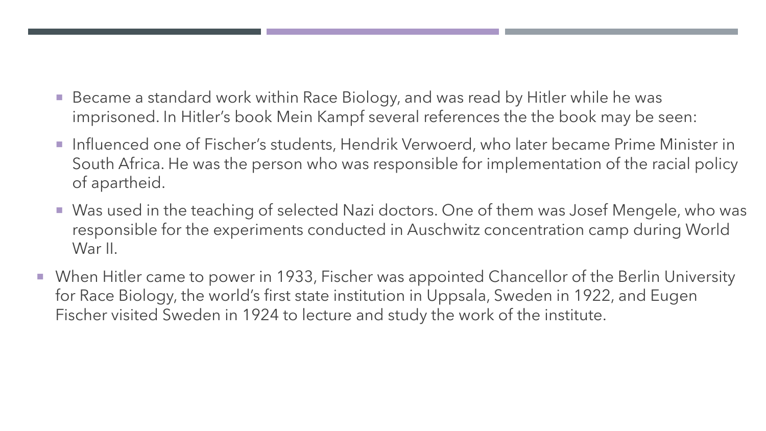- Became a standard work within Race Biology, and was read by Hitler while he was imprisoned. In Hitler's book Mein Kampf several references the the book may be seen:
  - Influenced one of Fischer's students, Hendrik Verwoerd, who later became Prime Minister in South Africa. He was the person who was responsible for implementation of the racial policy of apartheid.
  - Was used in the teaching of selected Nazi doctors. One of them was Josef Mengele, who was responsible for the experiments conducted in Auschwitz concentration camp during World War II.
- When Hitler came to power in 1933, Fischer was appointed Chancellor of the Berlin University for Race Biology, the world's first state institution in Uppsala, Sweden in 1922, and Eugen Fischer visited Sweden in 1924 to lecture and study the work of the institute.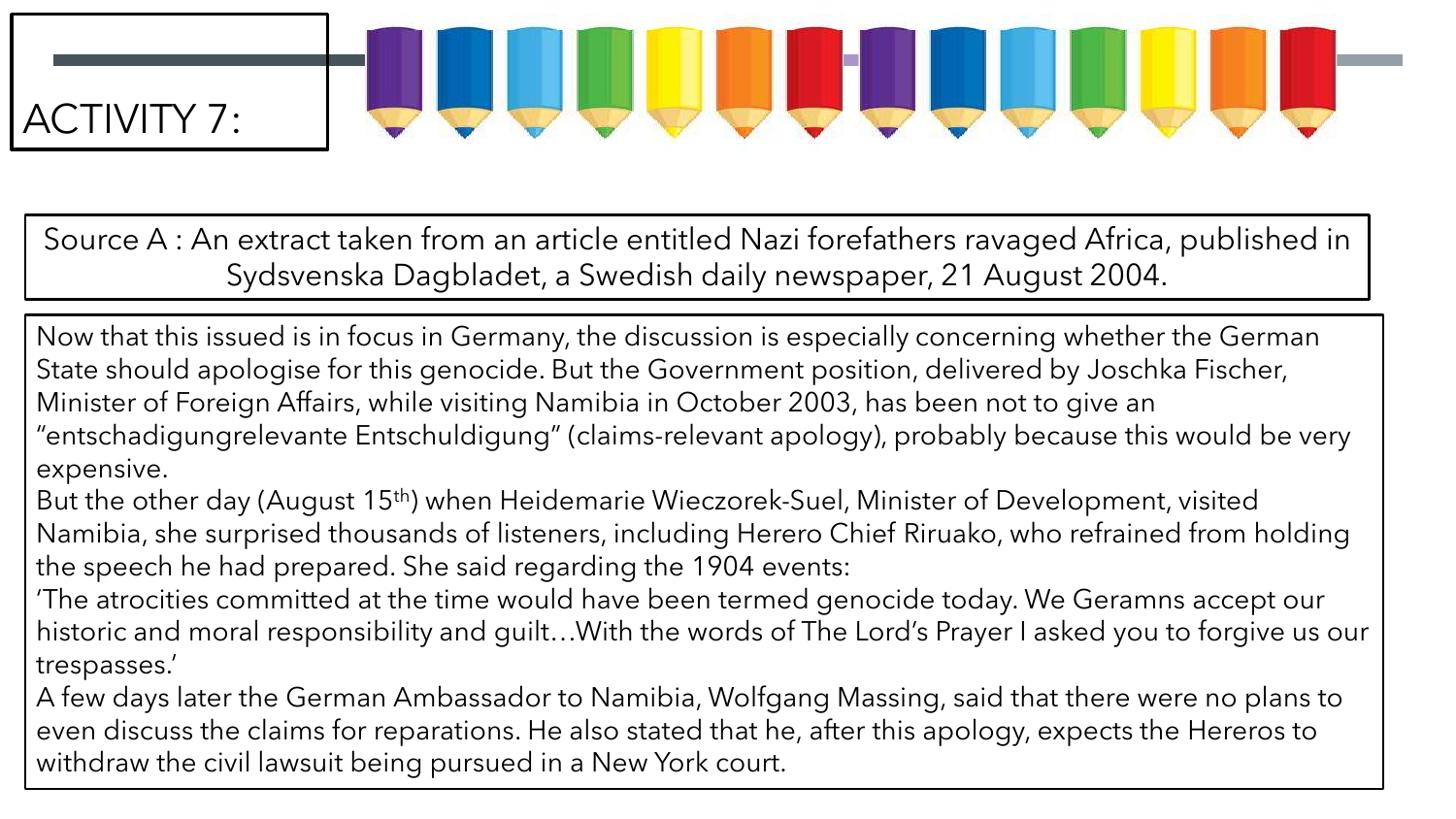# ACTIVITY 7:

**Source A : An extract taken from an article entitled Nazi forefathers ravaged Africa, published in Sydsvenska Dagbladet, a Swedish daily newspaper, 21 August 2004.**

Now that this issued is in focus in Germany, the discussion is especially concerning whether the German State should apologise for this genocide. But the Government position, delivered by Joschka Fischer, Minister of Foreign Affairs, while visiting Namibia in October 2003, has been not to give an "entschadigungrelevante Entschuldigung" (claims-relevant apology), probably because this would be very expensive.

But the other day (August 15th) when Heidemarie Wieczorek-Suel, Minister of Development, visited Namibia, she surprised thousands of listeners, including Herero Chief Riruako, who refrained from holding the speech he had prepared. She said regarding the 1904 events:

'The atrocities committed at the time would have been termed genocide today. We Geramns accept our historic and moral responsibility and guilt…With the words of The Lord's Prayer I asked you to forgive us our trespasses.'

A few days later the German Ambassador to Namibia, Wolfgang Massing, said that there were no plans to even discuss the claims for reparations. He also stated that he, after this apology, expects the Hereros to withdraw the civil lawsuit being pursued in a New York court.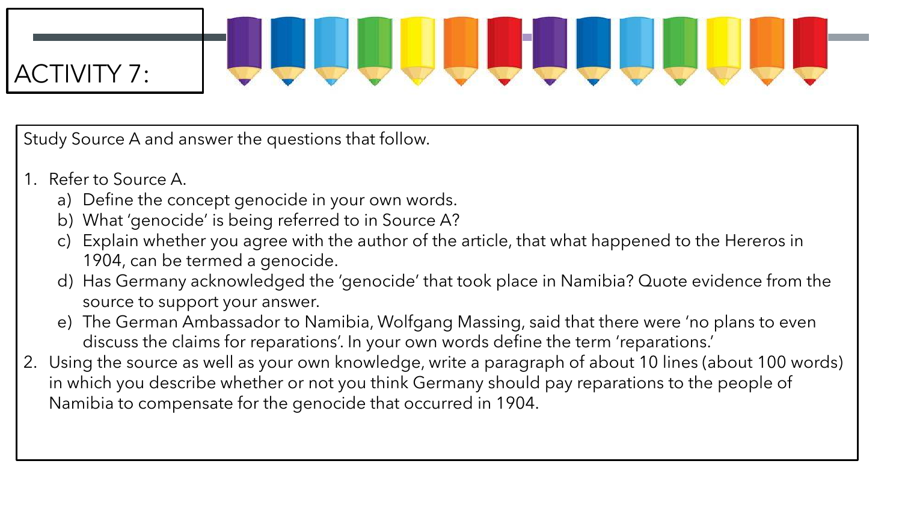# ACTIVITY 7:

Study Source A and answer the questions that follow.

1. Refer to Source A.
   a) Define the concept genocide in your own words.
   b) What 'genocide' is being referred to in Source A?
   c) Explain whether you agree with the author of the article, that what happened to the Hereros in 1904, can be termed a genocide.
   d) Has Germany acknowledged the 'genocide' that took place in Namibia? Quote evidence from the source to support your answer.
   e) The German Ambassador to Namibia, Wolfgang Massing, said that there were 'no plans to even discuss the claims for reparations'. In your own words define the term 'reparations.'
2. Using the source as well as your own knowledge, write a paragraph of about 10 lines (about 100 words) in which you describe whether or not you think Germany should pay reparations to the people of Namibia to compensate for the genocide that occurred in 1904.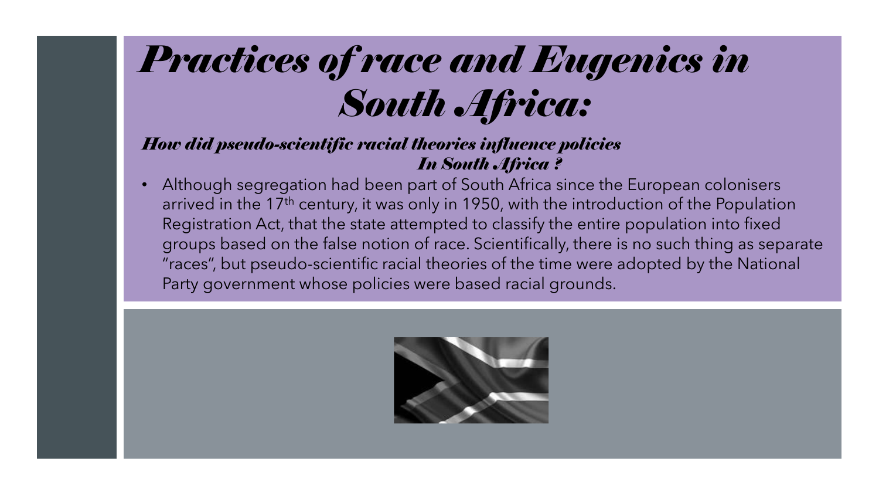# *Practices of race and Eugenics in South Africa:*

### *How did pseudo-scientific racial theories influence policies In South Africa ?*

- Although segregation had been part of South Africa since the European colonisers arrived in the 17th century, it was only in 1950, with the introduction of the Population Registration Act, that the state attempted to classify the entire population into fixed groups based on the false notion of race. Scientifically, there is no such thing as separate "races", but pseudo-scientific racial theories of the time were adopted by the National Party government whose policies were based racial grounds.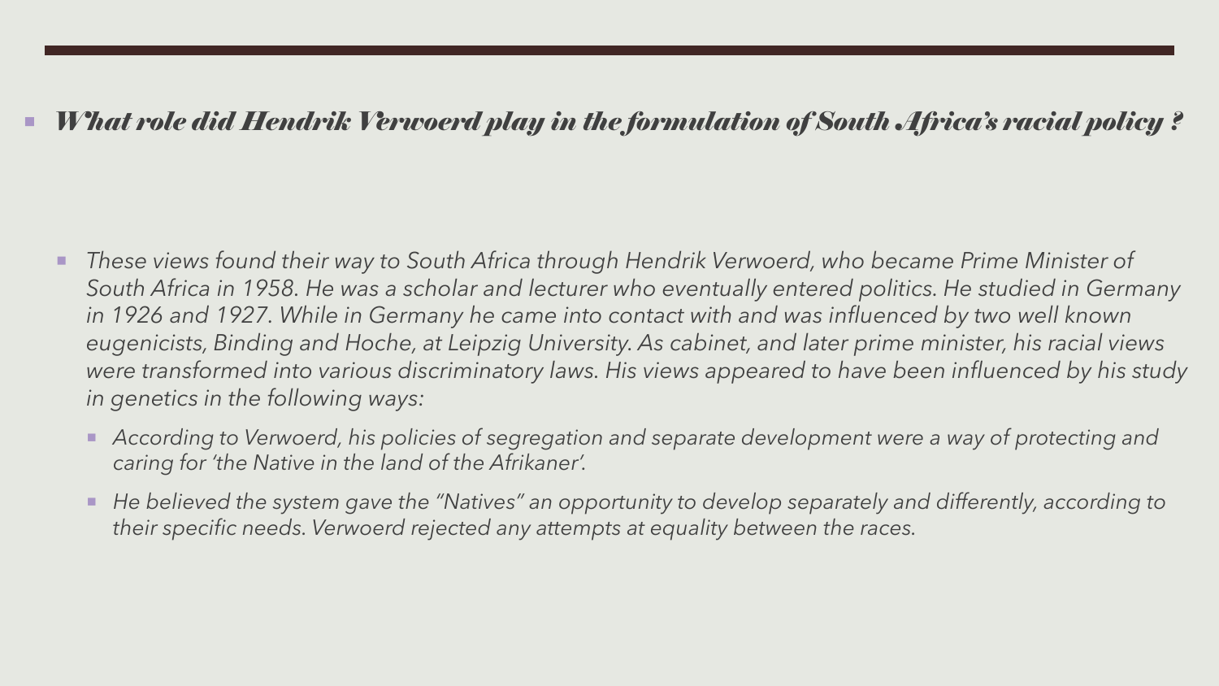- ***What role did Hendrik Verwoerd play in the formulation of South Africa's racial policy ?***

- *These views found their way to South Africa through Hendrik Verwoerd, who became Prime Minister of South Africa in 1958. He was a scholar and lecturer who eventually entered politics. He studied in Germany in 1926 and 1927. While in Germany he came into contact with and was influenced by two well known eugenicists, Binding and Hoche, at Leipzig University. As cabinet, and later prime minister, his racial views were transformed into various discriminatory laws. His views appeared to have been influenced by his study in genetics in the following ways:*
  - *According to Verwoerd, his policies of segregation and separate development were a way of protecting and caring for 'the Native in the land of the Afrikaner'.*
  - *He believed the system gave the "Natives" an opportunity to develop separately and differently, according to their specific needs. Verwoerd rejected any attempts at equality between the races.*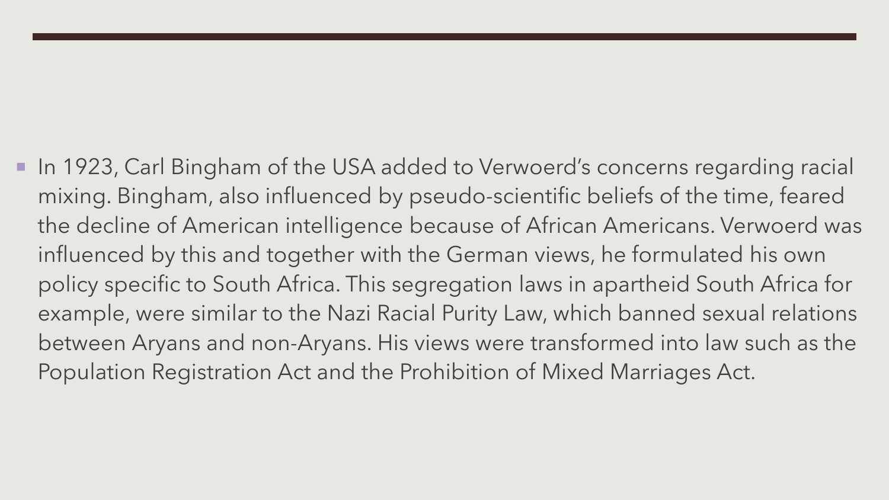- In 1923, Carl Bingham of the USA added to Verwoerd's concerns regarding racial mixing. Bingham, also influenced by pseudo-scientific beliefs of the time, feared the decline of American intelligence because of African Americans. Verwoerd was influenced by this and together with the German views, he formulated his own policy specific to South Africa. This segregation laws in apartheid South Africa for example, were similar to the Nazi Racial Purity Law, which banned sexual relations between Aryans and non-Aryans. His views were transformed into law such as the Population Registration Act and the Prohibition of Mixed Marriages Act.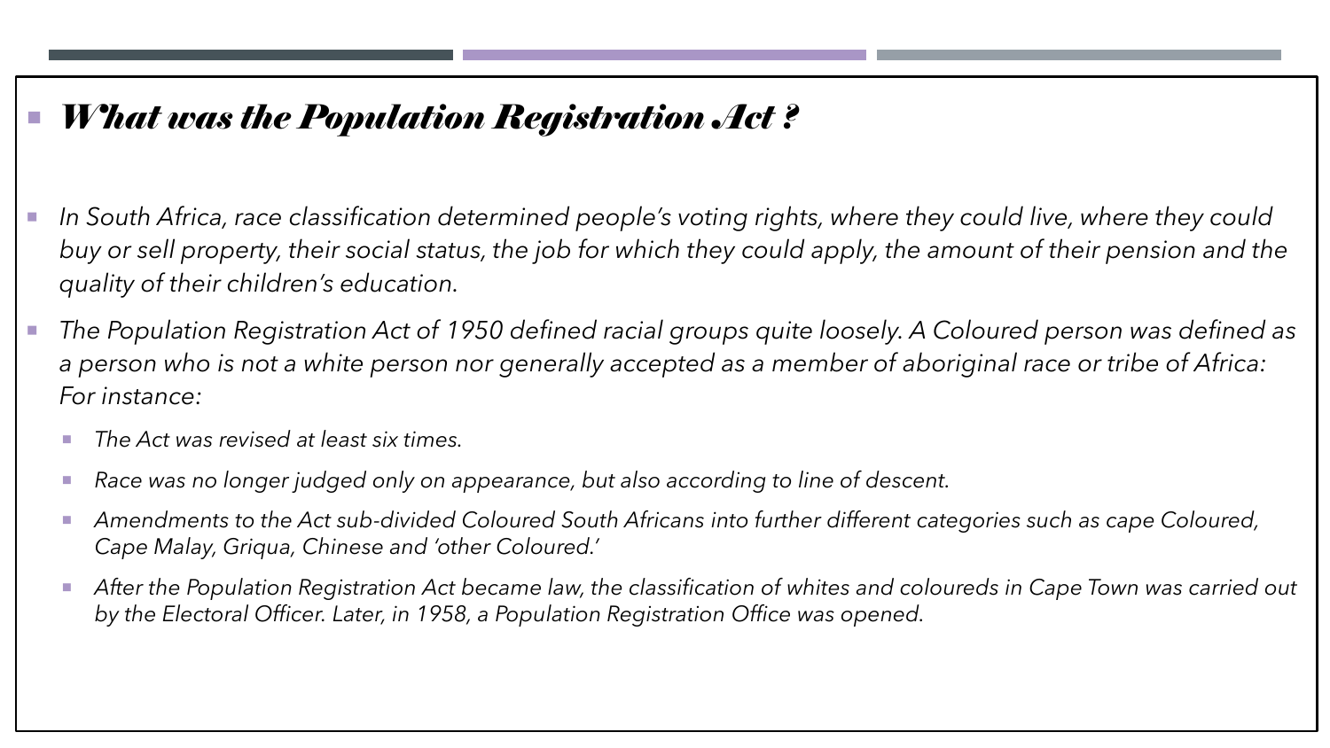## *What was the Population Registration Act ?*

- *In South Africa, race classification determined people's voting rights, where they could live, where they could buy or sell property, their social status, the job for which they could apply, the amount of their pension and the quality of their children's education.*
- *The Population Registration Act of 1950 defined racial groups quite loosely. A Coloured person was defined as a person who is not a white person nor generally accepted as a member of aboriginal race or tribe of Africa: For instance:*
  - *The Act was revised at least six times.*
  - *Race was no longer judged only on appearance, but also according to line of descent.*
  - *Amendments to the Act sub-divided Coloured South Africans into further different categories such as cape Coloured, Cape Malay, Griqua, Chinese and 'other Coloured.'*
  - *After the Population Registration Act became law, the classification of whites and coloureds in Cape Town was carried out by the Electoral Officer. Later, in 1958, a Population Registration Office was opened.*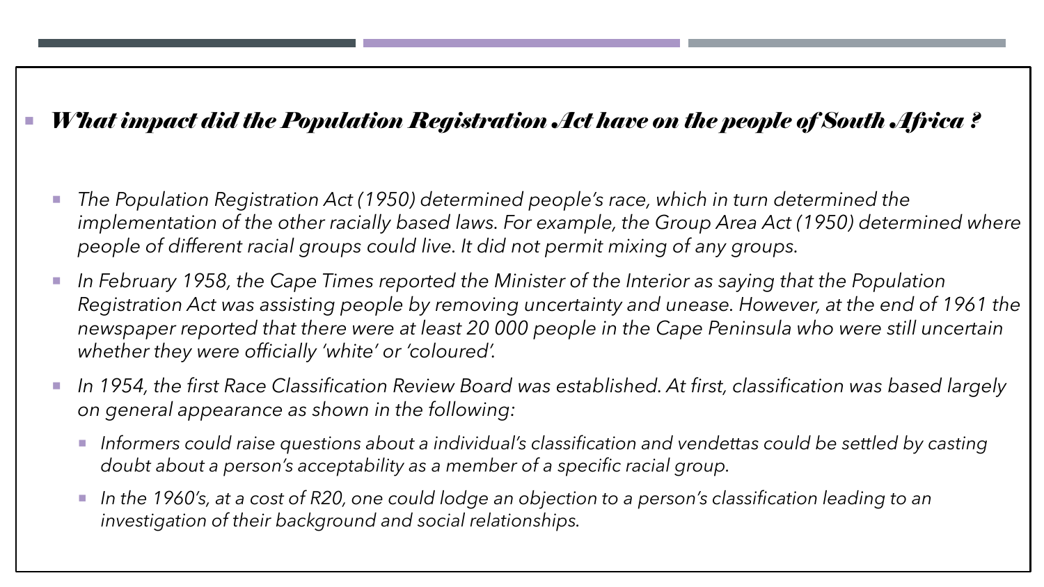## *What impact did the Population Registration Act have on the people of South Africa ?*

- *The Population Registration Act (1950) determined people's race, which in turn determined the implementation of the other racially based laws. For example, the Group Area Act (1950) determined where people of different racial groups could live. It did not permit mixing of any groups.*
- *In February 1958, the Cape Times reported the Minister of the Interior as saying that the Population Registration Act was assisting people by removing uncertainty and unease. However, at the end of 1961 the newspaper reported that there were at least 20 000 people in the Cape Peninsula who were still uncertain whether they were officially 'white' or 'coloured'.*
- *In 1954, the first Race Classification Review Board was established. At first, classification was based largely on general appearance as shown in the following:*
  - *Informers could raise questions about a individual's classification and vendettas could be settled by casting doubt about a person's acceptability as a member of a specific racial group.*
  - *In the 1960's, at a cost of R20, one could lodge an objection to a person's classification leading to an investigation of their background and social relationships.*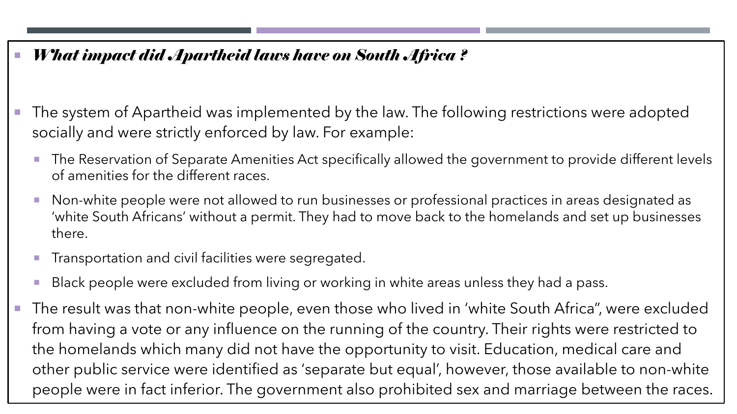- ***What impact did Apartheid laws have on South Africa ?***

- The system of Apartheid was implemented by the law. The following restrictions were adopted socially and were strictly enforced by law. For example:
  - The Reservation of Separate Amenities Act specifically allowed the government to provide different levels of amenities for the different races.
  - Non-white people were not allowed to run businesses or professional practices in areas designated as 'white South Africans' without a permit. They had to move back to the homelands and set up businesses there.
  - Transportation and civil facilities were segregated.
  - Black people were excluded from living or working in white areas unless they had a pass.
- The result was that non-white people, even those who lived in 'white South Africa", were excluded from having a vote or any influence on the running of the country. Their rights were restricted to the homelands which many did not have the opportunity to visit. Education, medical care and other public service were identified as 'separate but equal', however, those available to non-white people were in fact inferior. The government also prohibited sex and marriage between the races.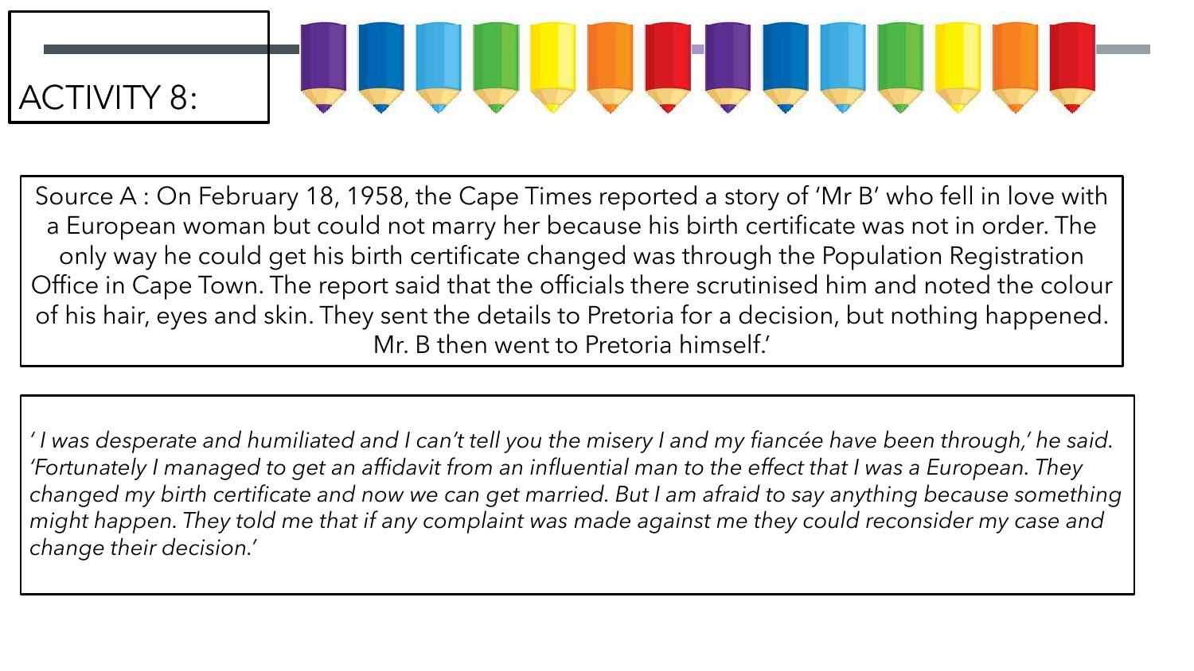# ACTIVITY 8:

Source A : On February 18, 1958, the Cape Times reported a story of 'Mr B' who fell in love with a European woman but could not marry her because his birth certificate was not in order. The only way he could get his birth certificate changed was through the Population Registration Office in Cape Town. The report said that the officials there scrutinised him and noted the colour of his hair, eyes and skin. They sent the details to Pretoria for a decision, but nothing happened. Mr. B then went to Pretoria himself.'

*' I was desperate and humiliated and I can't tell you the misery I and my fiancée have been through,' he said. 'Fortunately I managed to get an affidavit from an influential man to the effect that I was a European. They changed my birth certificate and now we can get married. But I am afraid to say anything because something might happen. They told me that if any complaint was made against me they could reconsider my case and change their decision.'*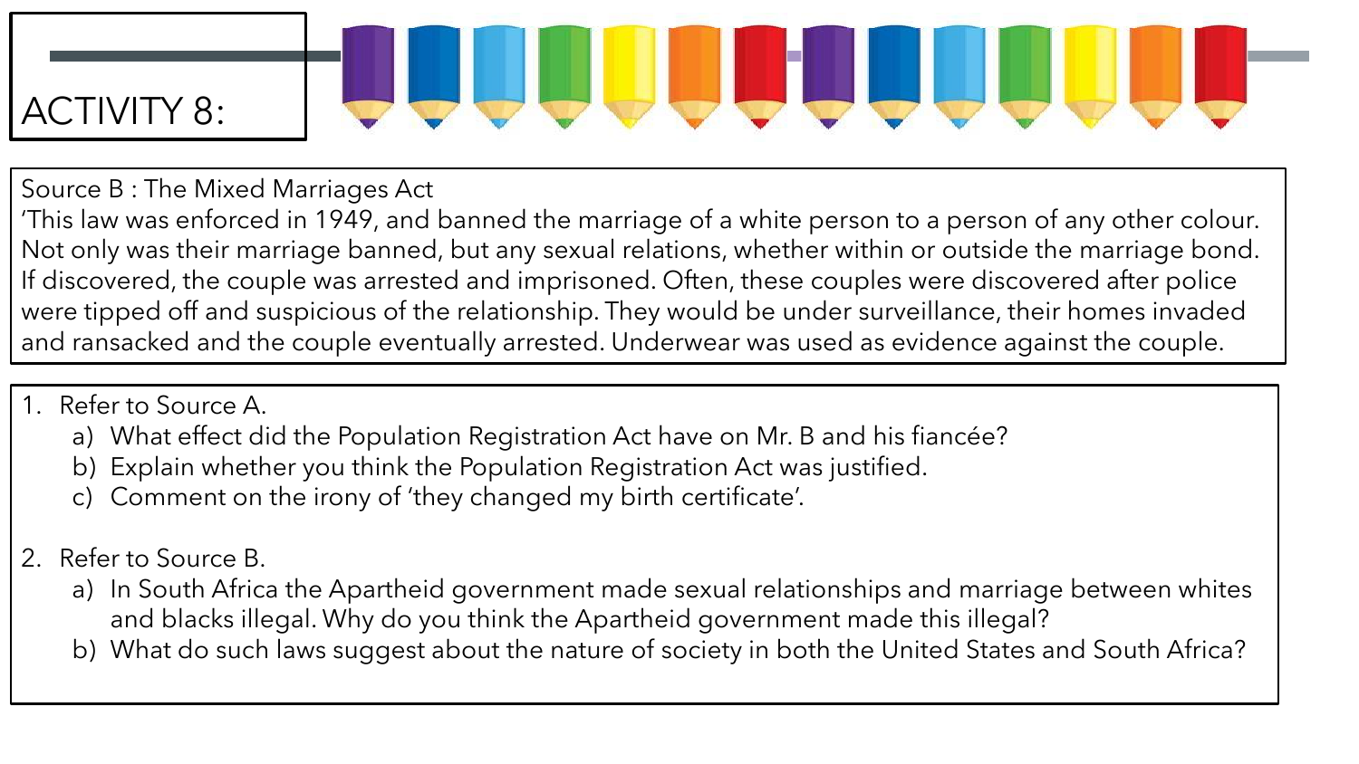# ACTIVITY 8:

Source B : The Mixed Marriages Act

'This law was enforced in 1949, and banned the marriage of a white person to a person of any other colour. Not only was their marriage banned, but any sexual relations, whether within or outside the marriage bond. If discovered, the couple was arrested and imprisoned. Often, these couples were discovered after police were tipped off and suspicious of the relationship. They would be under surveillance, their homes invaded and ransacked and the couple eventually arrested. Underwear was used as evidence against the couple.

1. Refer to Source A.
   a) What effect did the Population Registration Act have on Mr. B and his fiancée?
   b) Explain whether you think the Population Registration Act was justified.
   c) Comment on the irony of 'they changed my birth certificate'.

2. Refer to Source B.
   a) In South Africa the Apartheid government made sexual relationships and marriage between whites and blacks illegal. Why do you think the Apartheid government made this illegal?
   b) What do such laws suggest about the nature of society in both the United States and South Africa?